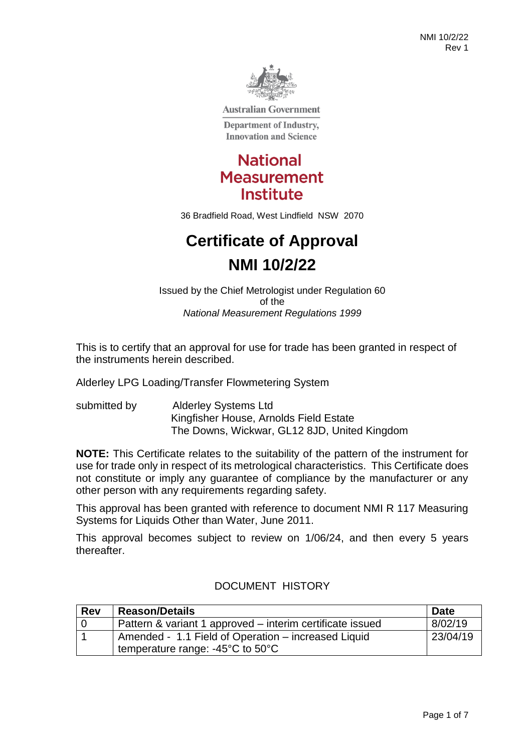Australian Government

Department of Industry, Innovation and Science

**National Measurement Institute**

36 Bradfield Road, West Lindfield NSW 2070

# Certificate of Approval

# NMI 10/2/22

Issued by the Chief Metrologist under Regulation 60
of the
*National Measurement Regulations 1999*

This is to certify that an approval for use for trade has been granted in respect of the instruments herein described.

Alderley LPG Loading/Transfer Flowmetering System

submitted by Alderley Systems Ltd
Kingfisher House, Arnolds Field Estate
The Downs, Wickwar, GL12 8JD, United Kingdom

**NOTE:** This Certificate relates to the suitability of the pattern of the instrument for use for trade only in respect of its metrological characteristics. This Certificate does not constitute or imply any guarantee of compliance by the manufacturer or any other person with any requirements regarding safety.

This approval has been granted with reference to document NMI R 117 Measuring Systems for Liquids Other than Water, June 2011.

This approval becomes subject to review on 1/06/24, and then every 5 years thereafter.

DOCUMENT HISTORY

| Rev | Reason/Details | Date |
|---|---|---|
| 0 | Pattern & variant 1 approved – interim certificate issued | 8/02/19 |
| 1 | Amended - 1.1 Field of Operation – increased Liquid temperature range: -45°C to 50°C | 23/04/19 |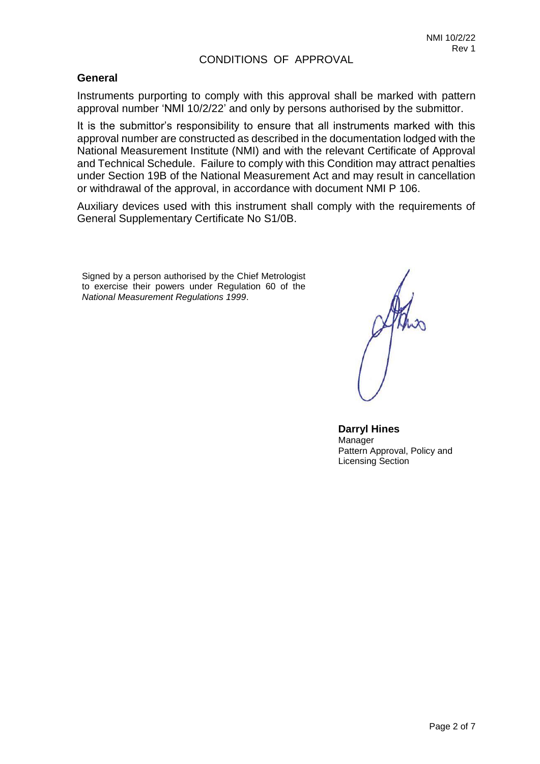## CONDITIONS OF APPROVAL

### General

Instruments purporting to comply with this approval shall be marked with pattern approval number 'NMI 10/2/22' and only by persons authorised by the submittor.

It is the submittor's responsibility to ensure that all instruments marked with this approval number are constructed as described in the documentation lodged with the National Measurement Institute (NMI) and with the relevant Certificate of Approval and Technical Schedule. Failure to comply with this Condition may attract penalties under Section 19B of the National Measurement Act and may result in cancellation or withdrawal of the approval, in accordance with document NMI P 106.

Auxiliary devices used with this instrument shall comply with the requirements of General Supplementary Certificate No S1/0B.

Signed by a person authorised by the Chief Metrologist to exercise their powers under Regulation 60 of the *National Measurement Regulations 1999*.

**Darryl Hines**
Manager
Pattern Approval, Policy and Licensing Section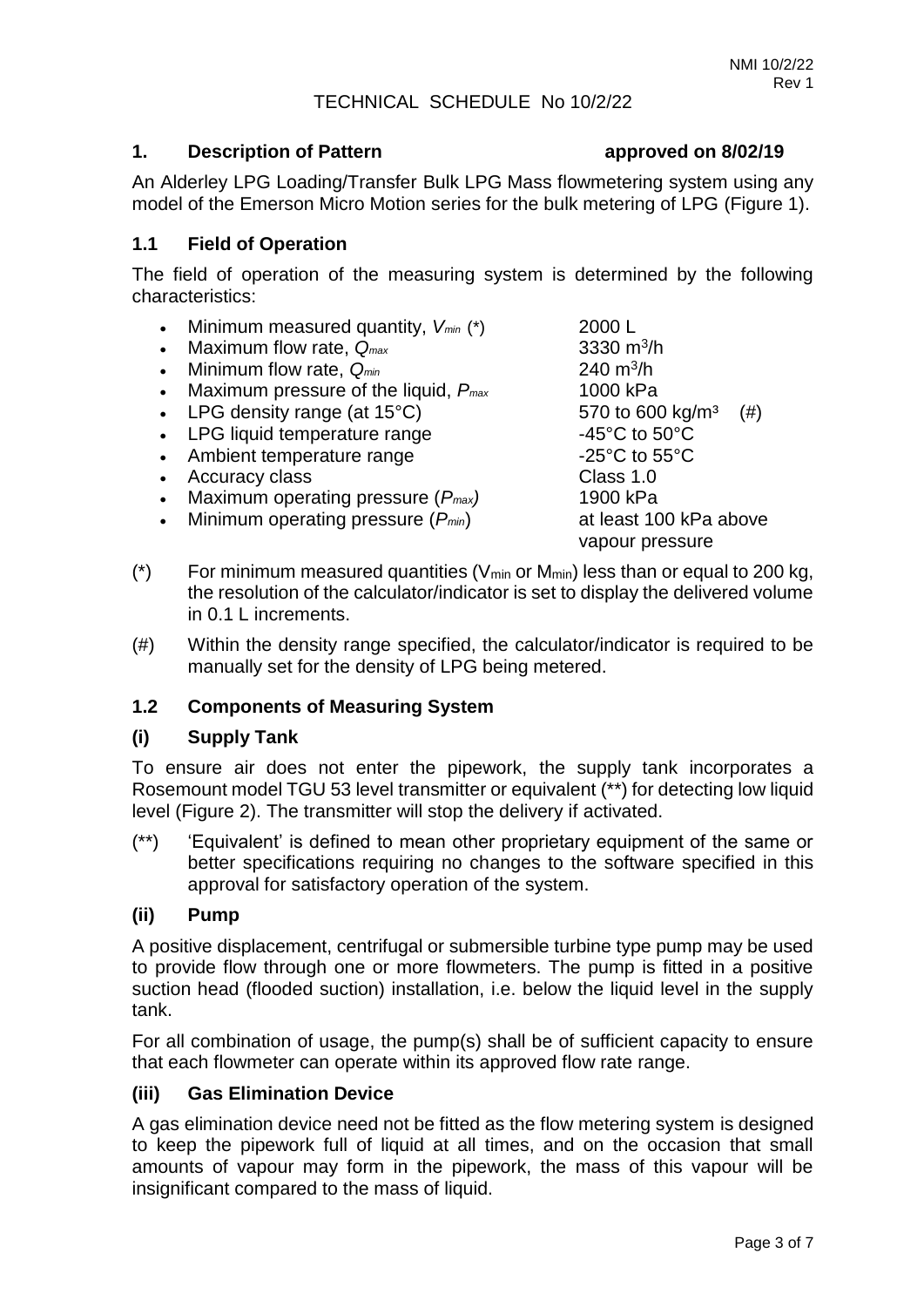TECHNICAL SCHEDULE No 10/2/22

## 1. Description of Pattern — approved on 8/02/19

An Alderley LPG Loading/Transfer Bulk LPG Mass flowmetering system using any model of the Emerson Micro Motion series for the bulk metering of LPG (Figure 1).

### 1.1 Field of Operation

The field of operation of the measuring system is determined by the following characteristics:

- Minimum measured quantity, $V_{min}$ (*) — 2000 L
- Maximum flow rate, $Q_{max}$ — 3330 $m^3/h$
- Minimum flow rate, $Q_{min}$ — 240 $m^3/h$
- Maximum pressure of the liquid, $P_{max}$ — 1000 kPa
- LPG density range (at 15°C) — 570 to 600 $kg/m^3$ (#)
- LPG liquid temperature range — -45°C to 50°C
- Ambient temperature range — -25°C to 55°C
- Accuracy class — Class 1.0
- Maximum operating pressure ($P_{max}$) — 1900 kPa
- Minimum operating pressure ($P_{min}$) — at least 100 kPa above vapour pressure

(*) For minimum measured quantities ($V_{min}$ or $M_{min}$) less than or equal to 200 kg, the resolution of the calculator/indicator is set to display the delivered volume in 0.1 L increments.

(#) Within the density range specified, the calculator/indicator is required to be manually set for the density of LPG being metered.

### 1.2 Components of Measuring System

#### (i) Supply Tank

To ensure air does not enter the pipework, the supply tank incorporates a Rosemount model TGU 53 level transmitter or equivalent (**) for detecting low liquid level (Figure 2). The transmitter will stop the delivery if activated.

(**) 'Equivalent' is defined to mean other proprietary equipment of the same or better specifications requiring no changes to the software specified in this approval for satisfactory operation of the system.

#### (ii) Pump

A positive displacement, centrifugal or submersible turbine type pump may be used to provide flow through one or more flowmeters. The pump is fitted in a positive suction head (flooded suction) installation, i.e. below the liquid level in the supply tank.

For all combination of usage, the pump(s) shall be of sufficient capacity to ensure that each flowmeter can operate within its approved flow rate range.

#### (iii) Gas Elimination Device

A gas elimination device need not be fitted as the flow metering system is designed to keep the pipework full of liquid at all times, and on the occasion that small amounts of vapour may form in the pipework, the mass of this vapour will be insignificant compared to the mass of liquid.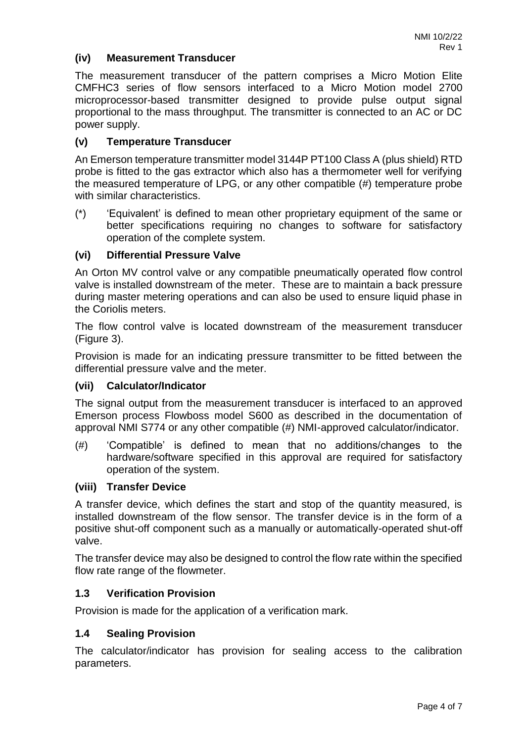### (iv) Measurement Transducer

The measurement transducer of the pattern comprises a Micro Motion Elite CMFHC3 series of flow sensors interfaced to a Micro Motion model 2700 microprocessor-based transmitter designed to provide pulse output signal proportional to the mass throughput. The transmitter is connected to an AC or DC power supply.

### (v) Temperature Transducer

An Emerson temperature transmitter model 3144P PT100 Class A (plus shield) RTD probe is fitted to the gas extractor which also has a thermometer well for verifying the measured temperature of LPG, or any other compatible (#) temperature probe with similar characteristics.

(*) 'Equivalent' is defined to mean other proprietary equipment of the same or better specifications requiring no changes to software for satisfactory operation of the complete system.

### (vi) Differential Pressure Valve

An Orton MV control valve or any compatible pneumatically operated flow control valve is installed downstream of the meter. These are to maintain a back pressure during master metering operations and can also be used to ensure liquid phase in the Coriolis meters.

The flow control valve is located downstream of the measurement transducer (Figure 3).

Provision is made for an indicating pressure transmitter to be fitted between the differential pressure valve and the meter.

### (vii) Calculator/Indicator

The signal output from the measurement transducer is interfaced to an approved Emerson process Flowboss model S600 as described in the documentation of approval NMI S774 or any other compatible (#) NMI-approved calculator/indicator.

(#) 'Compatible' is defined to mean that no additions/changes to the hardware/software specified in this approval are required for satisfactory operation of the system.

### (viii) Transfer Device

A transfer device, which defines the start and stop of the quantity measured, is installed downstream of the flow sensor. The transfer device is in the form of a positive shut-off component such as a manually or automatically-operated shut-off valve.

The transfer device may also be designed to control the flow rate within the specified flow rate range of the flowmeter.

## 1.3 Verification Provision

Provision is made for the application of a verification mark.

## 1.4 Sealing Provision

The calculator/indicator has provision for sealing access to the calibration parameters.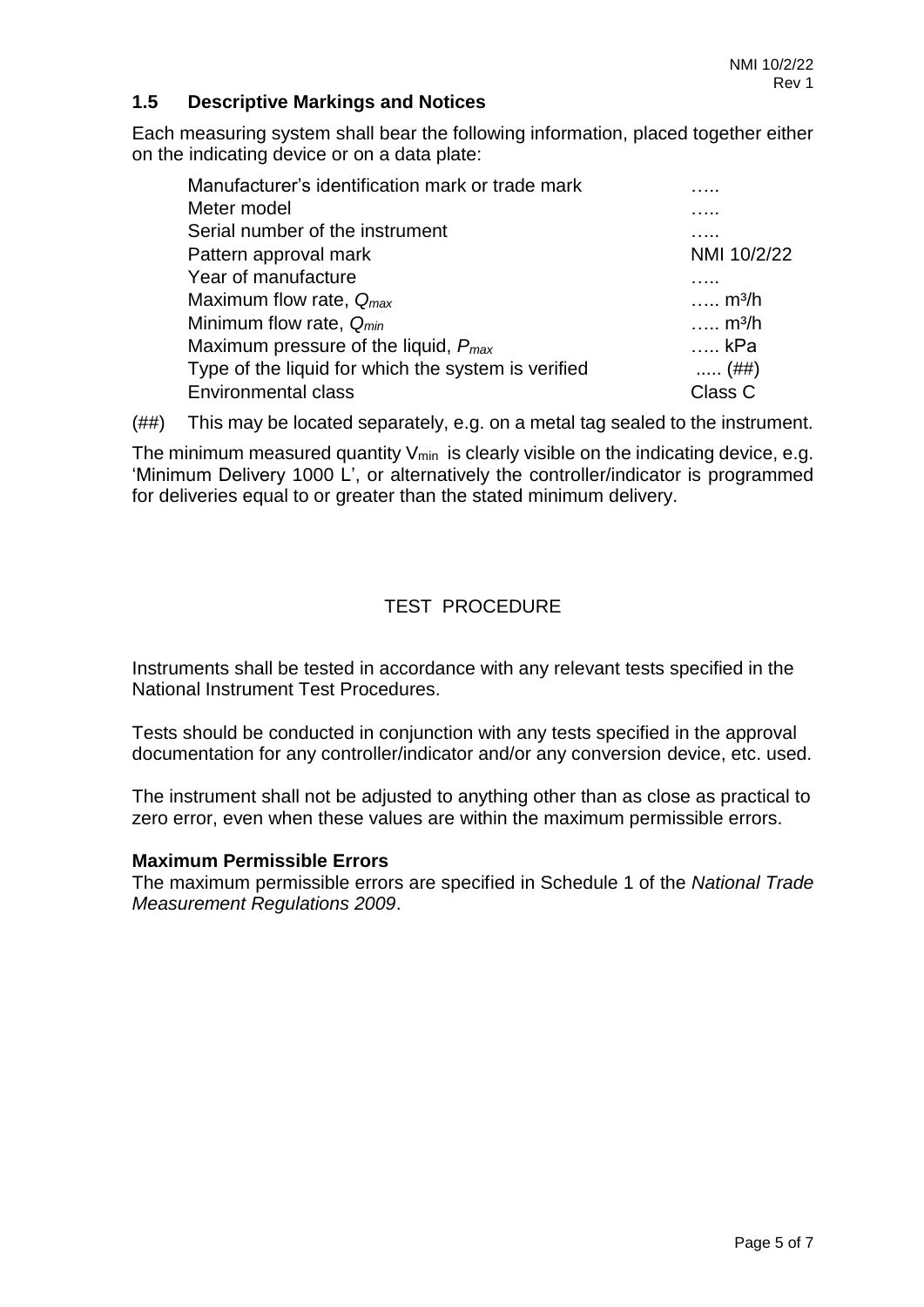## 1.5 Descriptive Markings and Notices

Each measuring system shall bear the following information, placed together either on the indicating device or on a data plate:

| | |
|---|---|
| Manufacturer's identification mark or trade mark | ….. |
| Meter model | ….. |
| Serial number of the instrument | ….. |
| Pattern approval mark | NMI 10/2/22 |
| Year of manufacture | ….. |
| Maximum flow rate, $Q_{max}$ | ….. m³/h |
| Minimum flow rate, $Q_{min}$ | ….. m³/h |
| Maximum pressure of the liquid, $P_{max}$ | ….. kPa |
| Type of the liquid for which the system is verified | ..... (##) |
| Environmental class | Class C |

(##) This may be located separately, e.g. on a metal tag sealed to the instrument.

The minimum measured quantity $V_{min}$ is clearly visible on the indicating device, e.g. 'Minimum Delivery 1000 L', or alternatively the controller/indicator is programmed for deliveries equal to or greater than the stated minimum delivery.

## TEST PROCEDURE

Instruments shall be tested in accordance with any relevant tests specified in the National Instrument Test Procedures.

Tests should be conducted in conjunction with any tests specified in the approval documentation for any controller/indicator and/or any conversion device, etc. used.

The instrument shall not be adjusted to anything other than as close as practical to zero error, even when these values are within the maximum permissible errors.

### Maximum Permissible Errors

The maximum permissible errors are specified in Schedule 1 of the *National Trade Measurement Regulations 2009*.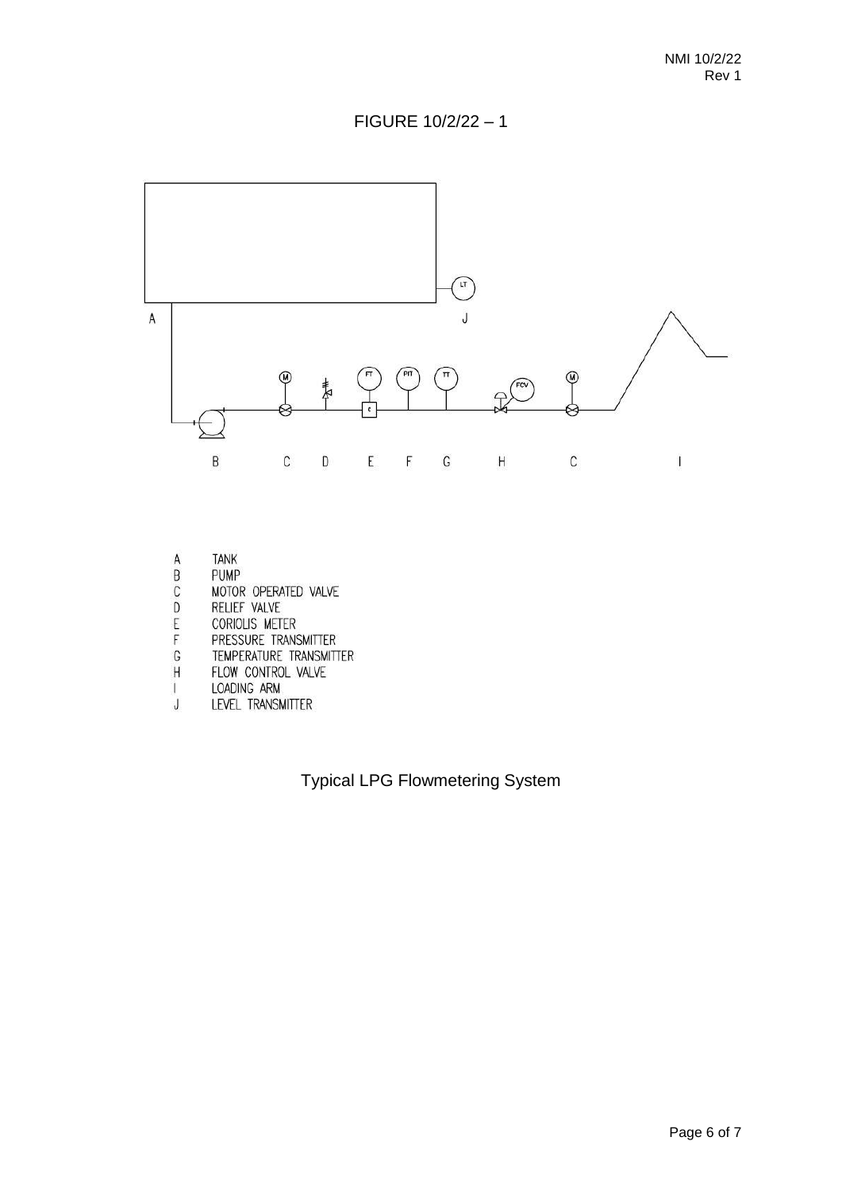# FIGURE 10/2/22 – 1

A TANK
B PUMP
C MOTOR OPERATED VALVE
D RELIEF VALVE
E CORIOLIS METER
F PRESSURE TRANSMITTER
G TEMPERATURE TRANSMITTER
H FLOW CONTROL VALVE
I LOADING ARM
J LEVEL TRANSMITTER

Typical LPG Flowmetering System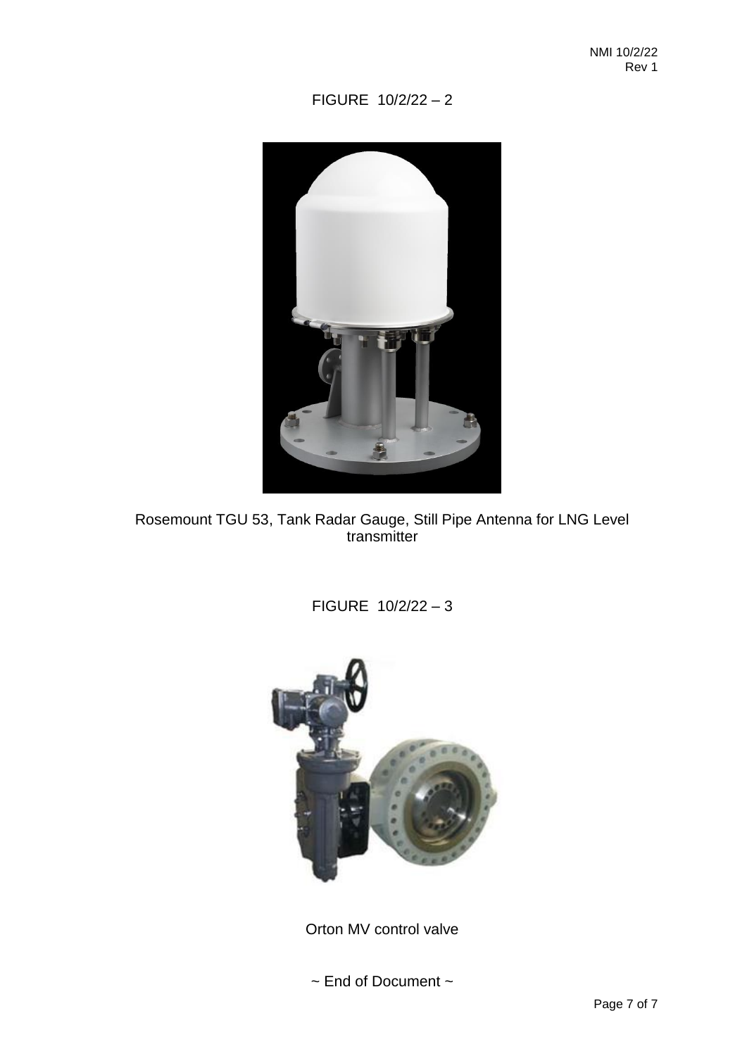FIGURE 10/2/22 – 2

Rosemount TGU 53, Tank Radar Gauge, Still Pipe Antenna for LNG Level transmitter

FIGURE 10/2/22 – 3

Orton MV control valve

~ End of Document ~